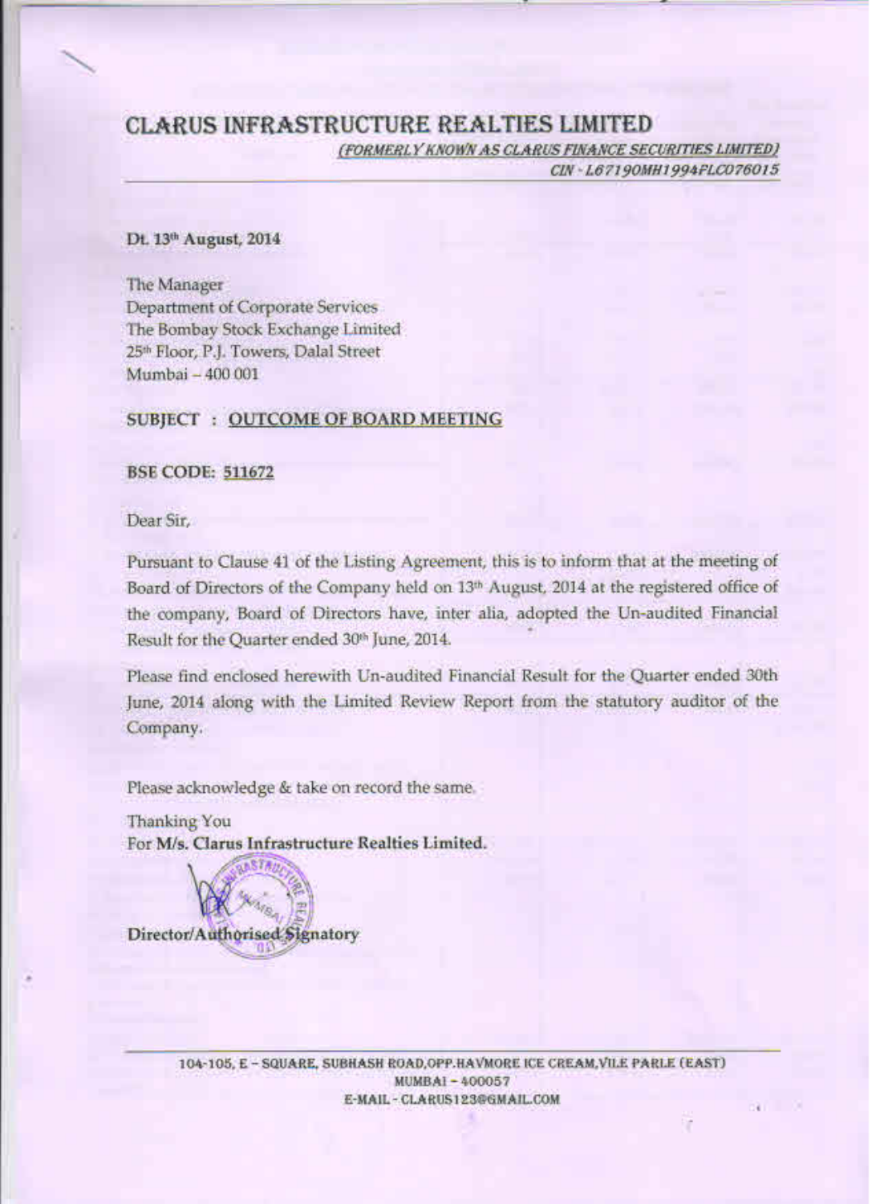# CLARUS INFRASTRUCTURE REALTIES LIMITED

*(FORMERLY KNOWN AS CLARUS FINANCE SECURITIES LIMITED)*
*CIN - L67190MH1994FLC076015*

**Dt. 13th August, 2014**

The Manager
Department of Corporate Services
The Bombay Stock Exchange Limited
25th Floor, P.J. Towers, Dalal Street
Mumbai – 400 001

**SUBJECT : OUTCOME OF BOARD MEETING**

**BSE CODE: 511672**

Dear Sir,

Pursuant to Clause 41 of the Listing Agreement, this is to inform that at the meeting of Board of Directors of the Company held on 13th August, 2014 at the registered office of the company, Board of Directors have, inter alia, adopted the Un-audited Financial Result for the Quarter ended 30th June, 2014.

Please find enclosed herewith Un-audited Financial Result for the Quarter ended 30th June, 2014 along with the Limited Review Report from the statutory auditor of the Company.

Please acknowledge & take on record the same.

Thanking You
For **M/s. Clarus Infrastructure Realties Limited.**

Director/Authorised Signatory

104-105, E – SQUARE, SUBHASH ROAD, OPP. HAVMORE ICE CREAM, VILE PARLE (EAST)
MUMBAI – 400057
E-MAIL - CLARUS123@GMAIL.COM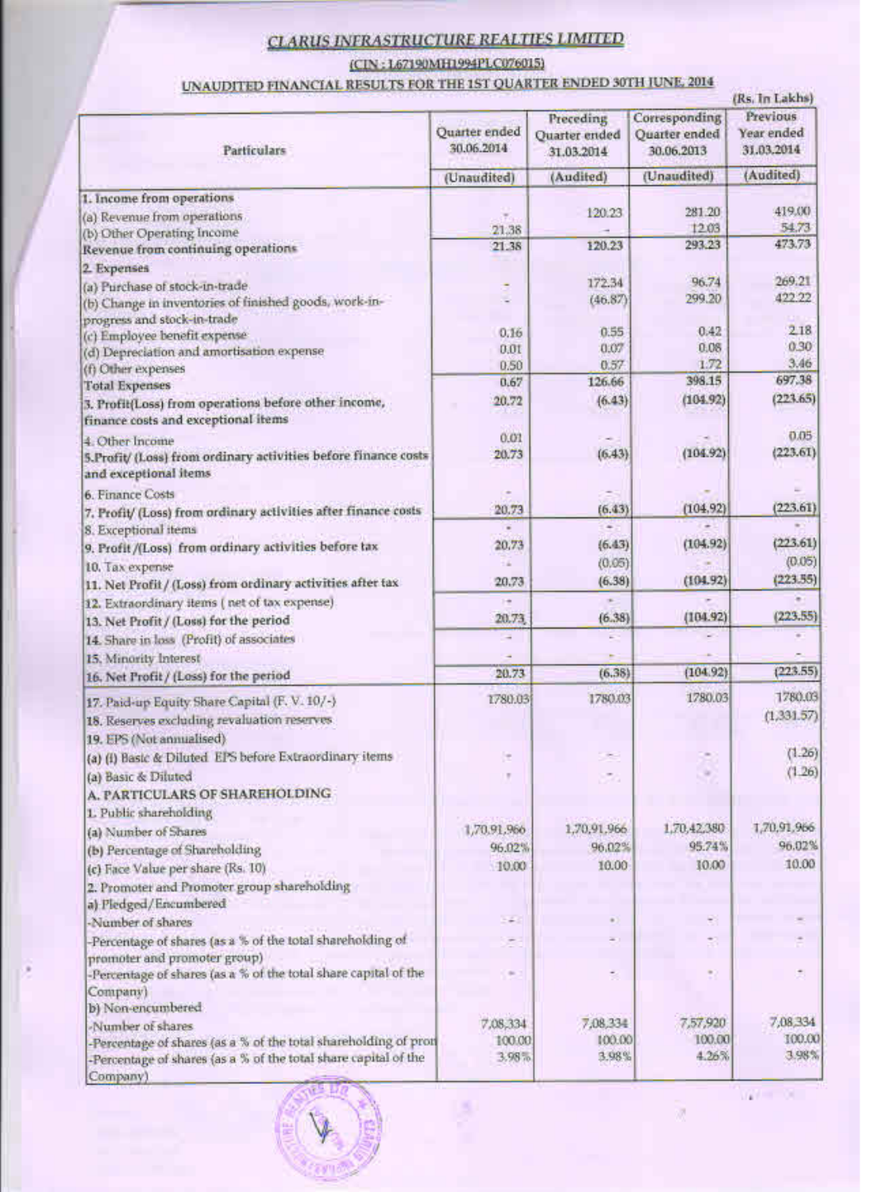# CLARUS INFRASTRUCTURE REALTIES LIMITED

(CIN : L67190MH1994PLC076015)

## UNAUDITED FINANCIAL RESULTS FOR THE 1ST QUARTER ENDED 30TH JUNE, 2014

(Rs. In Lakhs)

| Particulars | Quarter ended 30.06.2014 | Preceding Quarter ended 31.03.2014 | Corresponding Quarter ended 30.06.2013 | Previous Year ended 31.03.2014 |
|---|---|---|---|---|
| | (Unaudited) | (Audited) | (Unaudited) | (Audited) |
| 1. Income from operations | | | | |
| (a) Revenue from operations | - | 120.23 | 281.20 | 419.00 |
| (b) Other Operating Income | 21.38 | - | 12.03 | 54.73 |
| Revenue from continuing operations | 21.38 | 120.23 | 293.23 | 473.73 |
| 2. Expenses | | | | |
| (a) Purchase of stock-in-trade | - | 172.34 | 96.74 | 269.21 |
| (b) Change in inventories of finished goods, work-in-progress and stock-in-trade | - | (46.87) | 299.20 | 422.22 |
| (c) Employee benefit expense | 0.16 | 0.55 | 0.42 | 2.18 |
| (d) Depreciation and amortisation expense | 0.01 | 0.07 | 0.08 | 0.30 |
| (f) Other expenses | 0.50 | 0.57 | 1.72 | 3.46 |
| Total Expenses | 0.67 | 126.66 | 398.15 | 697.38 |
| 3. Profit(Loss) from operations before other income, finance costs and exceptional items | 20.72 | (6.43) | (104.92) | (223.65) |
| 4. Other Income | 0.01 | - | - | 0.05 |
| 5.Profit/ (Loss) from ordinary activities before finance costs and exceptional items | 20.73 | (6.43) | (104.92) | (223.61) |
| 6. Finance Costs | - | - | - | - |
| 7. Profit/ (Loss) from ordinary activities after finance costs | 20.73 | (6.43) | (104.92) | (223.61) |
| 8. Exceptional items | - | - | - | - |
| 9. Profit /(Loss) from ordinary activities before tax | 20.73 | (6.43) | (104.92) | (223.61) |
| 10. Tax expense | - | (0.05) | - | (0.05) |
| 11. Net Profit / (Loss) from ordinary activities after tax | 20.73 | (6.38) | (104.92) | (223.55) |
| 12. Extraordinary items ( net of tax expense) | - | - | - | - |
| 13. Net Profit / (Loss) for the period | 20.73 | (6.38) | (104.92) | (223.55) |
| 14. Share in loss (Profit) of associates | - | - | - | - |
| 15. Minority Interest | - | - | - | - |
| 16. Net Profit / (Loss) for the period | 20.73 | (6.38) | (104.92) | (223.55) |
| 17. Paid-up Equity Share Capital (F. V. 10/-) | 1780.03 | 1780.03 | 1780.03 | 1780.03 |
| 18. Reserves excluding revaluation reserves | | | | (1,331.57) |
| 19. EPS (Not annualised) | | | | |
| (a) (i) Basic & Diluted EPS before Extraordinary items | - | - | - | (1.26) |
| (a) Basic & Diluted | - | - | - | (1.26) |
| A. PARTICULARS OF SHAREHOLDING | | | | |
| 1. Public shareholding | | | | |
| (a) Number of Shares | 1,70,91,966 | 1,70,91,966 | 1,70,42,380 | 1,70,91,966 |
| (b) Percentage of Shareholding | 96.02% | 96.02% | 95.74% | 96.02% |
| (c) Face Value per share (Rs. 10) | 10.00 | 10.00 | 10.00 | 10.00 |
| 2. Promoter and Promoter group shareholding | | | | |
| a) Pledged/Encumbered | | | | |
| -Number of shares | - | - | - | - |
| -Percentage of shares (as a % of the total shareholding of promoter and promoter group) | - | - | - | - |
| -Percentage of shares (as a % of the total share capital of the Company) | - | - | - | - |
| b) Non-encumbered | | | | |
| -Number of shares | 7,08,334 | 7,08,334 | 7,57,920 | 7,08,334 |
| -Percentage of shares (as a % of the total shareholding of prom | 100.00 | 100.00 | 100.00 | 100.00 |
| -Percentage of shares (as a % of the total share capital of the Company) | 3.98% | 3.98% | 4.26% | 3.98% |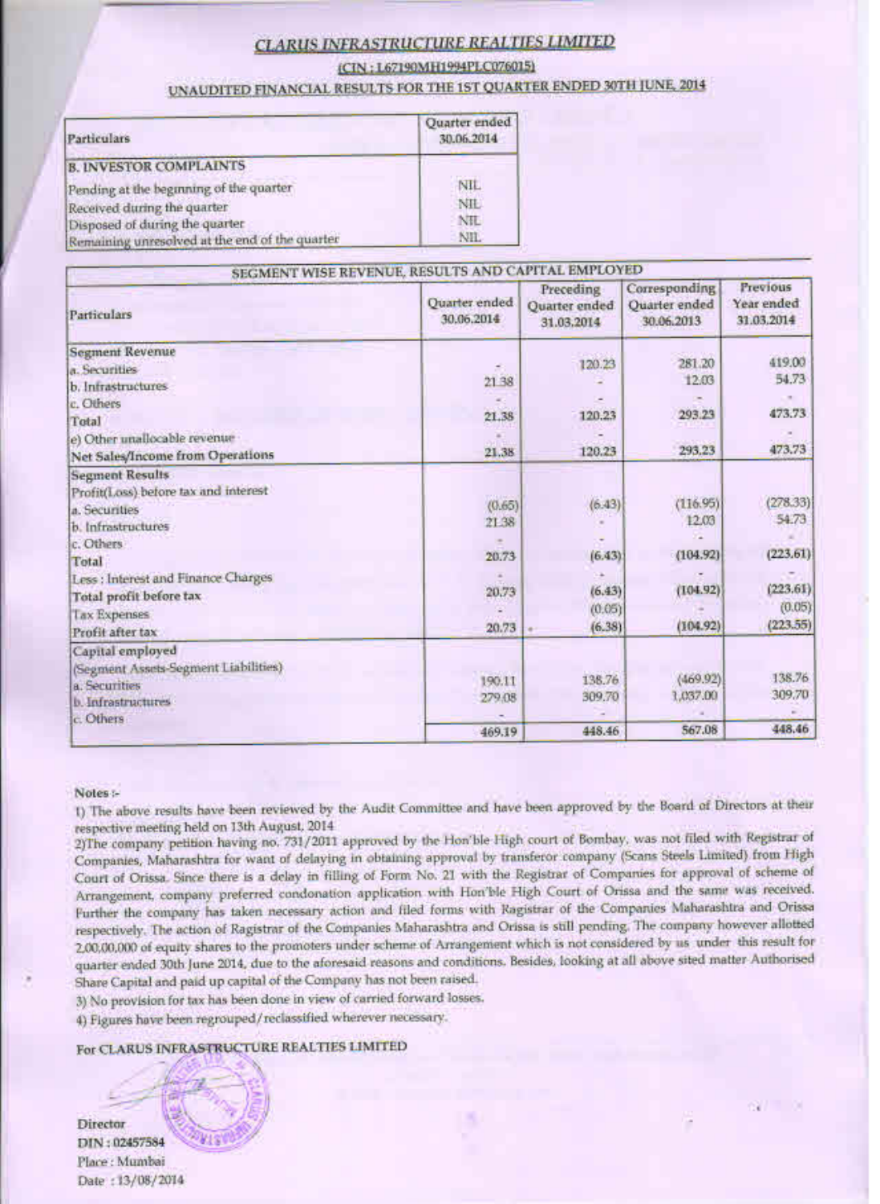# CLARUS INFRASTRUCTURE REALTIES LIMITED

(CIN : L67190MH1994PLC076015)

## UNAUDITED FINANCIAL RESULTS FOR THE 1ST QUARTER ENDED 30TH JUNE, 2014

| Particulars | Quarter ended 30.06.2014 |
|---|---|
| **B. INVESTOR COMPLAINTS** | |
| Pending at the beginning of the quarter | NIL |
| Received during the quarter | NIL |
| Disposed of during the quarter | NIL |
| Remaining unresolved at the end of the quarter | NIL |

| SEGMENT WISE REVENUE, RESULTS AND CAPITAL EMPLOYED | | | | |
|---|---|---|---|---|
| Particulars | Quarter ended 30.06.2014 | Preceding Quarter ended 31.03.2014 | Corresponding Quarter ended 30.06.2013 | Previous Year ended 31.03.2014 |
| **Segment Revenue** | | | | |
| a. Securities | - | 120.23 | 281.20 | 419.00 |
| b. Infrastructures | 21.38 | - | 12.03 | 54.73 |
| c. Others | - | - | - | - |
| Total | 21.38 | 120.23 | 293.23 | 473.73 |
| e) Other unallocable revenue | - | - | | - |
| **Net Sales/Income from Operations** | 21.38 | 120.23 | 293.23 | 473.73 |
| **Segment Results** | | | | |
| Profit(Loss) before tax and interest | | | | |
| a. Securities | (0.65) | (6.43) | (116.95) | (278.33) |
| b. Infrastructures | 21.38 | - | 12.03 | 54.73 |
| c. Others | - | - | - | - |
| **Total** | 20.73 | (6.43) | (104.92) | (223.61) |
| Less : Interest and Finance Charges | - | - | - | - |
| **Total profit before tax** | 20.73 | (6.43) | (104.92) | (223.61) |
| Tax Expenses | - | (0.05) | - | (0.05) |
| **Profit after tax** | 20.73 | (6.38) | (104.92) | (223.55) |
| **Capital employed** | | | | |
| (Segment Assets-Segment Liabilities) | | | | |
| a. Securities | 190.11 | 138.76 | (469.92) | 138.76 |
| b. Infrastructures | 279.08 | 309.70 | 1,037.00 | 309.70 |
| c. Others | - | - | - | - |
| | 469.19 | 448.46 | 567.08 | 448.46 |

Notes :-

1) The above results have been reviewed by the Audit Committee and have been approved by the Board of Directors at their respective meeting held on 13th August, 2014

2)The company petition having no. 731/2011 approved by the Hon'ble High court of Bombay, was not filed with Registrar of Companies, Maharashtra for want of delaying in obtaining approval by transferor company (Scans Steels Limited) from High Court of Orissa. Since there is a delay in filling of Form No. 21 with the Registrar of Companies for approval of scheme of Arrangement, company preferred condonation application with Hon'ble High Court of Orissa and the same was received. Further the company has taken necessary action and filed forms with Ragistrar of the Companies Maharashtra and Orissa respectively. The action of Ragistrar of the Companies Maharashtra and Orissa is still pending. The company however allotted 2,00,00,000 of equity shares to the promoters under scheme of Arrangement which is not considered by us under this result for quarter ended 30th June 2014, due to the aforesaid reasons and conditions. Besides, looking at all above sited matter Authorised Share Capital and paid up capital of the Company has not been raised.

3) No provision for tax has been done in view of carried forward losses.

4) Figures have been regrouped/reclassified wherever necessary.

For CLARUS INFRASTRUCTURE REALTIES LIMITED

Director

DIN : 02457584

Place : Mumbai

Date : 13/08/2014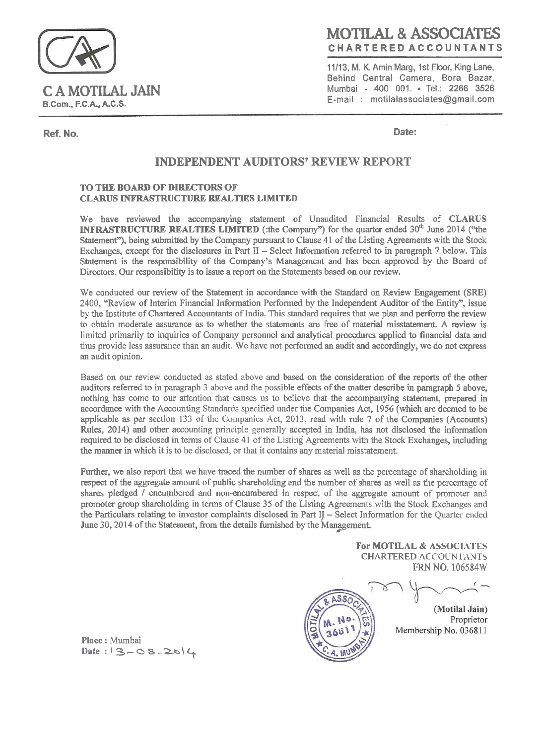**C A MOTILAL JAIN**
B.Com., F.C.A., A.C.S.

# MOTILAL & ASSOCIATES
**CHARTERED ACCOUNTANTS**

11/13, M. K. Amin Marg, 1st Floor, King Lane,
Behind Central Camera, Bora Bazar,
Mumbai - 400 001. • Tel.: 2266 3526
E-mail : motilalassociates@gmail.com

**Ref. No.** **Date:**

## INDEPENDENT AUDITORS' REVIEW REPORT

**TO THE BOARD OF DIRECTORS OF**
**CLARUS INFRASTRUCTURE REALTIES LIMITED**

We have reviewed the accompanying statement of Unaudited Financial Results of **CLARUS INFRASTRUCTURE REALTIES LIMITED** (:the Company") for the quarter ended 30th June 2014 ("the Statement"), being submitted by the Company pursuant to Clause 41 of the Listing Agreements with the Stock Exchanges, except for the disclosures in Part II – Select Information referred to in paragraph 7 below. This Statement is the responsibility of the Company's Management and has been approved by the Board of Directors. Our responsibility is to issue a report on the Statements based on our review.

We conducted our review of the Statement in accordance with the Standard on Review Engagement (SRE) 2400, "Review of Interim Financial Information Performed by the Independent Auditor of the Entity", issue by the Institute of Chartered Accountants of India. This standard requires that we plan and perform the review to obtain moderate assurance as to whether the statements are free of material misstatement. A review is limited primarily to inquiries of Company personnel and analytical procedures applied to financial data and thus provide less assurance than an audit. We have not performed an audit and accordingly, we do not express an audit opinion.

Based on our review conducted as stated above and based on the consideration of the reports of the other auditors referred to in paragraph 3 above and the possible effects of the matter describe in paragraph 5 above, nothing has come to our attention that causes us to believe that the accompanying statement, prepared in accordance with the Accounting Standards specified under the Companies Act, 1956 (which are deemed to be applicable as per section 133 of the Companies Act, 2013, read with rule 7 of the Companies (Accounts) Rules, 2014) and other accounting principle generally accepted in India, has not disclosed the information required to be disclosed in terms of Clause 41 of the Listing Agreements with the Stock Exchanges, including the manner in which it is to be disclosed, or that it contains any material misstatement.

Further, we also report that we have traced the number of shares as well as the percentage of shareholding in respect of the aggregate amount of public shareholding and the number of shares as well as the percentage of shares pledged / encumbered and non-encumbered in respect of the aggregate amount of promoter and promoter group shareholding in terms of Clause 35 of the Listing Agreements with the Stock Exchanges and the Particulars relating to investor complaints disclosed in Part II – Select Information for the Quarter ended June 30, 2014 of the Statement, from the details furnished by the Management.

**For MOTILAL & ASSOCIATES**
CHARTERED ACCOUNTANTS
FRN NO. 106584W

**(Motilal Jain)**
Proprietor
Membership No. 036811

**Place :** Mumbai
**Date :** 13-08-2014